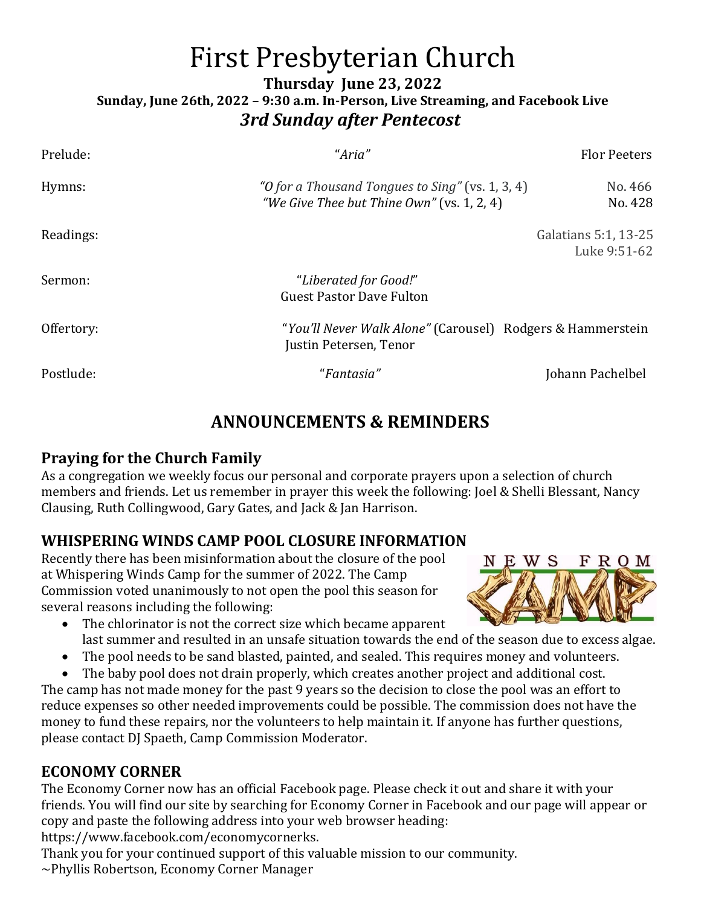# First Presbyterian Church

**Thursday June 23, 2022**

**Sunday, June 26th, 2022 – 9:30 a.m. In-Person, Live Streaming, and Facebook Live**

***3rd Sunday after Pentecost***

| | | |
|---|---|---|
| Prelude: | *"Aria"* | Flor Peeters |
| Hymns: | *"O for a Thousand Tongues to Sing"* (vs. 1, 3, 4) | No. 466 |
| | *"We Give Thee but Thine Own"* (vs. 1, 2, 4) | No. 428 |
| Readings: | | Galatians 5:1, 13-25 |
| | | Luke 9:51-62 |
| Sermon: | "*Liberated for Good!*" Guest Pastor Dave Fulton | |
| Offertory: | "*You'll Never Walk Alone"* (Carousel) Justin Petersen, Tenor | Rodgers & Hammerstein |
| Postlude: | "*Fantasia"* | Johann Pachelbel |

## ANNOUNCEMENTS & REMINDERS

### Praying for the Church Family

As a congregation we weekly focus our personal and corporate prayers upon a selection of church members and friends. Let us remember in prayer this week the following: Joel & Shelli Blessant, Nancy Clausing, Ruth Collingwood, Gary Gates, and Jack & Jan Harrison.

### WHISPERING WINDS CAMP POOL CLOSURE INFORMATION

NEWS FROM CAMP

Recently there has been misinformation about the closure of the pool at Whispering Winds Camp for the summer of 2022. The Camp Commission voted unanimously to not open the pool this season for several reasons including the following:

- The chlorinator is not the correct size which became apparent last summer and resulted in an unsafe situation towards the end of the season due to excess algae.
- The pool needs to be sand blasted, painted, and sealed. This requires money and volunteers.
- The baby pool does not drain properly, which creates another project and additional cost.

The camp has not made money for the past 9 years so the decision to close the pool was an effort to reduce expenses so other needed improvements could be possible. The commission does not have the money to fund these repairs, nor the volunteers to help maintain it. If anyone has further questions, please contact DJ Spaeth, Camp Commission Moderator.

### ECONOMY CORNER

The Economy Corner now has an official Facebook page. Please check it out and share it with your friends. You will find our site by searching for Economy Corner in Facebook and our page will appear or copy and paste the following address into your web browser heading:
https://www.facebook.com/economycornerks.
Thank you for your continued support of this valuable mission to our community.
~Phyllis Robertson, Economy Corner Manager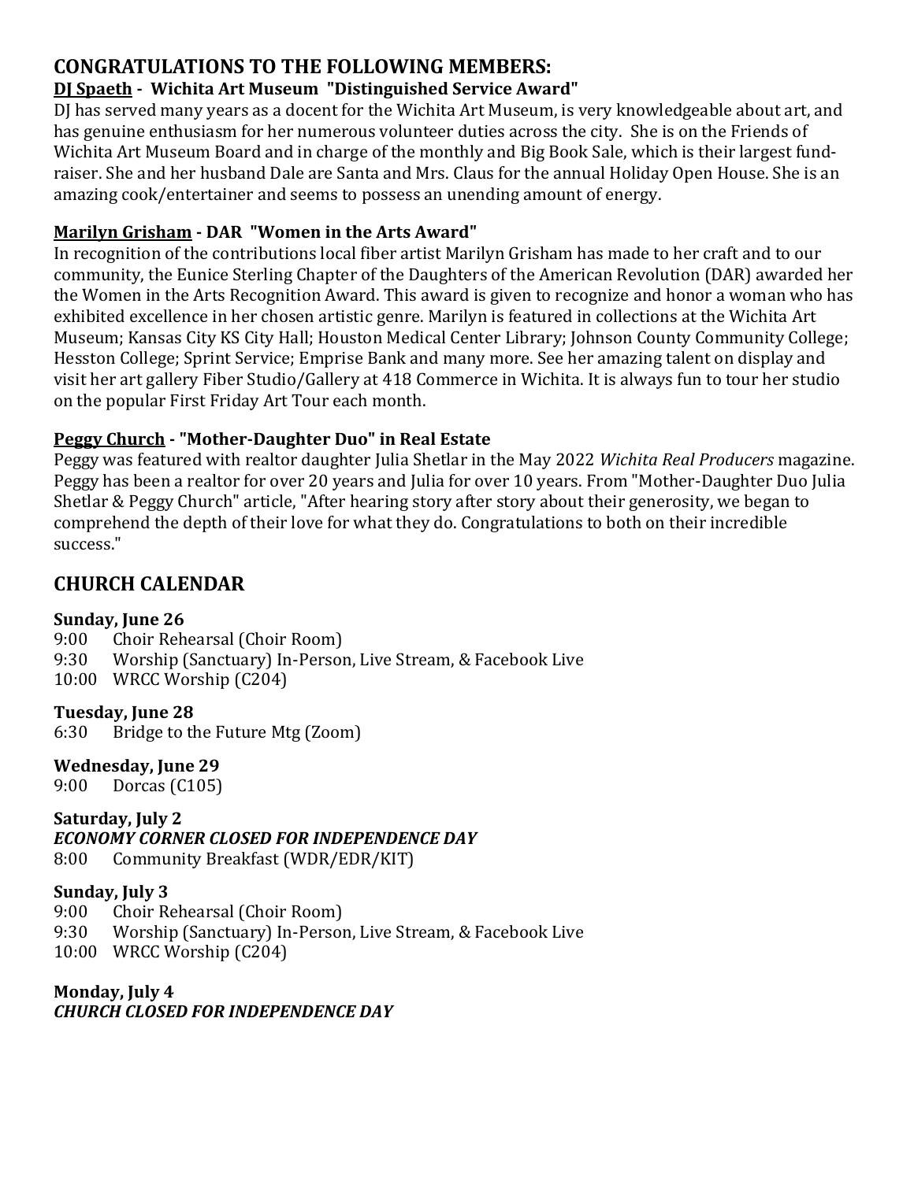## CONGRATULATIONS TO THE FOLLOWING MEMBERS:

### **DJ Spaeth - Wichita Art Museum "Distinguished Service Award"**

DJ has served many years as a docent for the Wichita Art Museum, is very knowledgeable about art, and has genuine enthusiasm for her numerous volunteer duties across the city. She is on the Friends of Wichita Art Museum Board and in charge of the monthly and Big Book Sale, which is their largest fund-raiser. She and her husband Dale are Santa and Mrs. Claus for the annual Holiday Open House. She is an amazing cook/entertainer and seems to possess an unending amount of energy.

### **Marilyn Grisham - DAR "Women in the Arts Award"**

In recognition of the contributions local fiber artist Marilyn Grisham has made to her craft and to our community, the Eunice Sterling Chapter of the Daughters of the American Revolution (DAR) awarded her the Women in the Arts Recognition Award. This award is given to recognize and honor a woman who has exhibited excellence in her chosen artistic genre. Marilyn is featured in collections at the Wichita Art Museum; Kansas City KS City Hall; Houston Medical Center Library; Johnson County Community College; Hesston College; Sprint Service; Emprise Bank and many more. See her amazing talent on display and visit her art gallery Fiber Studio/Gallery at 418 Commerce in Wichita. It is always fun to tour her studio on the popular First Friday Art Tour each month.

### **Peggy Church - "Mother-Daughter Duo" in Real Estate**

Peggy was featured with realtor daughter Julia Shetlar in the May 2022 *Wichita Real Producers* magazine. Peggy has been a realtor for over 20 years and Julia for over 10 years. From "Mother-Daughter Duo Julia Shetlar & Peggy Church" article, "After hearing story after story about their generosity, we began to comprehend the depth of their love for what they do. Congratulations to both on their incredible success."

## CHURCH CALENDAR

**Sunday, June 26**
9:00 Choir Rehearsal (Choir Room)
9:30 Worship (Sanctuary) In-Person, Live Stream, & Facebook Live
10:00 WRCC Worship (C204)

**Tuesday, June 28**
6:30 Bridge to the Future Mtg (Zoom)

**Wednesday, June 29**
9:00 Dorcas (C105)

**Saturday, July 2**
***ECONOMY CORNER CLOSED FOR INDEPENDENCE DAY***
8:00 Community Breakfast (WDR/EDR/KIT)

**Sunday, July 3**
9:00 Choir Rehearsal (Choir Room)
9:30 Worship (Sanctuary) In-Person, Live Stream, & Facebook Live
10:00 WRCC Worship (C204)

**Monday, July 4**
***CHURCH CLOSED FOR INDEPENDENCE DAY***